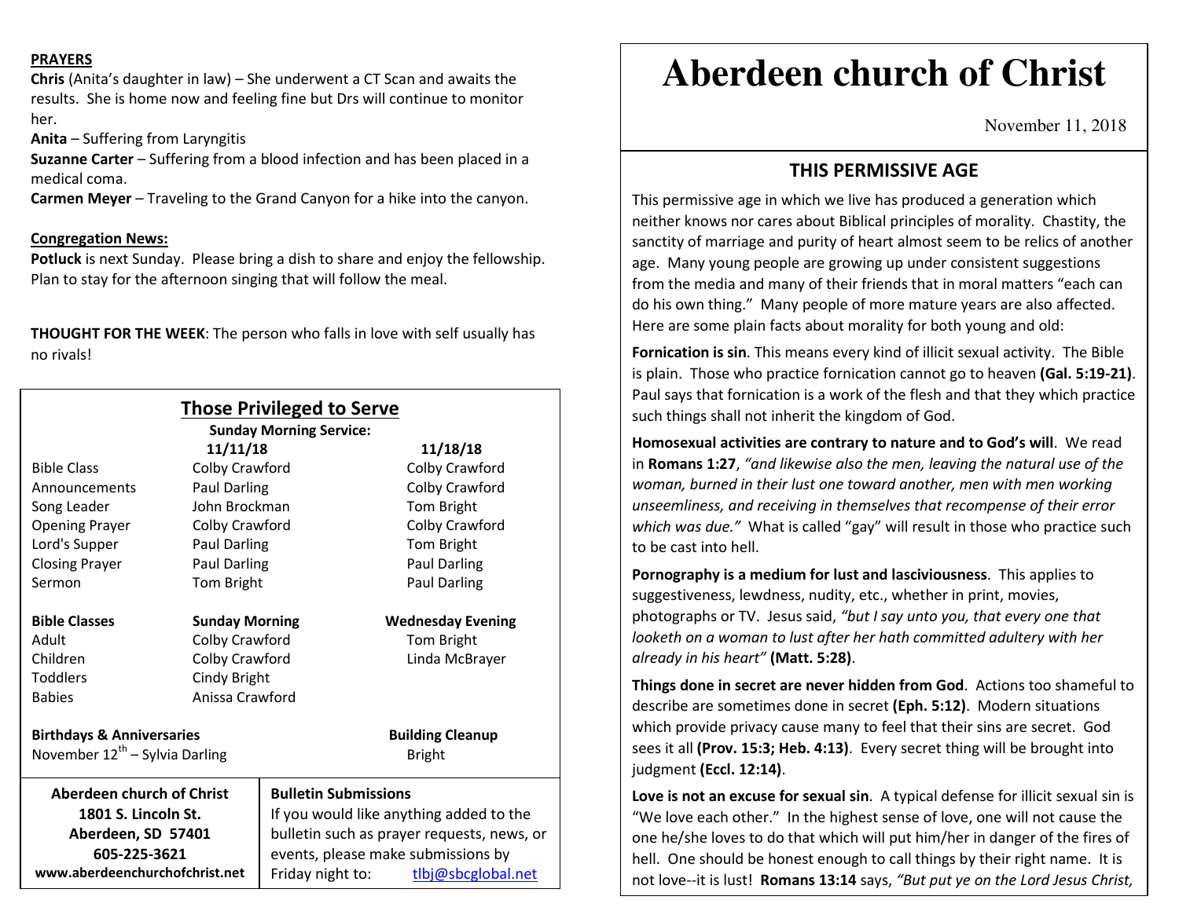## PRAYERS

**Chris** (Anita's daughter in law) – She underwent a CT Scan and awaits the results. She is home now and feeling fine but Drs will continue to monitor her.

**Anita** – Suffering from Laryngitis

**Suzanne Carter** – Suffering from a blood infection and has been placed in a medical coma.

**Carmen Meyer** – Traveling to the Grand Canyon for a hike into the canyon.

## Congregation News:

**Potluck** is next Sunday. Please bring a dish to share and enjoy the fellowship. Plan to stay for the afternoon singing that will follow the meal.

**THOUGHT FOR THE WEEK**: The person who falls in love with self usually has no rivals!

## Those Privileged to Serve

**Sunday Morning Service:**

| | 11/11/18 | 11/18/18 |
|---|---|---|
| Bible Class | Colby Crawford | Colby Crawford |
| Announcements | Paul Darling | Colby Crawford |
| Song Leader | John Brockman | Tom Bright |
| Opening Prayer | Colby Crawford | Colby Crawford |
| Lord's Supper | Paul Darling | Tom Bright |
| Closing Prayer | Paul Darling | Paul Darling |
| Sermon | Tom Bright | Paul Darling |

| Bible Classes | Sunday Morning | Wednesday Evening |
|---|---|---|
| Adult | Colby Crawford | Tom Bright |
| Children | Colby Crawford | Linda McBrayer |
| Toddlers | Cindy Bright | |
| Babies | Anissa Crawford | |

**Birthdays & Anniversaries**
November 12th – Sylvia Darling

**Building Cleanup**
Bright

**Aberdeen church of Christ**
**1801 S. Lincoln St.**
**Aberdeen, SD 57401**
**605-225-3621**
**www.aberdeenchurchofchrist.net**

**Bulletin Submissions**
If you would like anything added to the bulletin such as prayer requests, news, or events, please make submissions by Friday night to: tlbj@sbcglobal.net

# Aberdeen church of Christ

November 11, 2018

## THIS PERMISSIVE AGE

This permissive age in which we live has produced a generation which neither knows nor cares about Biblical principles of morality. Chastity, the sanctity of marriage and purity of heart almost seem to be relics of another age. Many young people are growing up under consistent suggestions from the media and many of their friends that in moral matters "each can do his own thing." Many people of more mature years are also affected. Here are some plain facts about morality for both young and old:

**Fornication is sin**. This means every kind of illicit sexual activity. The Bible is plain. Those who practice fornication cannot go to heaven **(Gal. 5:19-21)**. Paul says that fornication is a work of the flesh and that they which practice such things shall not inherit the kingdom of God.

**Homosexual activities are contrary to nature and to God's will**. We read in **Romans 1:27**, *"and likewise also the men, leaving the natural use of the woman, burned in their lust one toward another, men with men working unseemliness, and receiving in themselves that recompense of their error which was due."* What is called "gay" will result in those who practice such to be cast into hell.

**Pornography is a medium for lust and lasciviousness**. This applies to suggestiveness, lewdness, nudity, etc., whether in print, movies, photographs or TV. Jesus said, *"but I say unto you, that every one that looketh on a woman to lust after her hath committed adultery with her already in his heart"* **(Matt. 5:28)**.

**Things done in secret are never hidden from God**. Actions too shameful to describe are sometimes done in secret **(Eph. 5:12)**. Modern situations which provide privacy cause many to feel that their sins are secret. God sees it all **(Prov. 15:3; Heb. 4:13)**. Every secret thing will be brought into judgment **(Eccl. 12:14)**.

**Love is not an excuse for sexual sin**. A typical defense for illicit sexual sin is "We love each other." In the highest sense of love, one will not cause the one he/she loves to do that which will put him/her in danger of the fires of hell. One should be honest enough to call things by their right name. It is not love--it is lust! **Romans 13:14** says, *"But put ye on the Lord Jesus Christ,*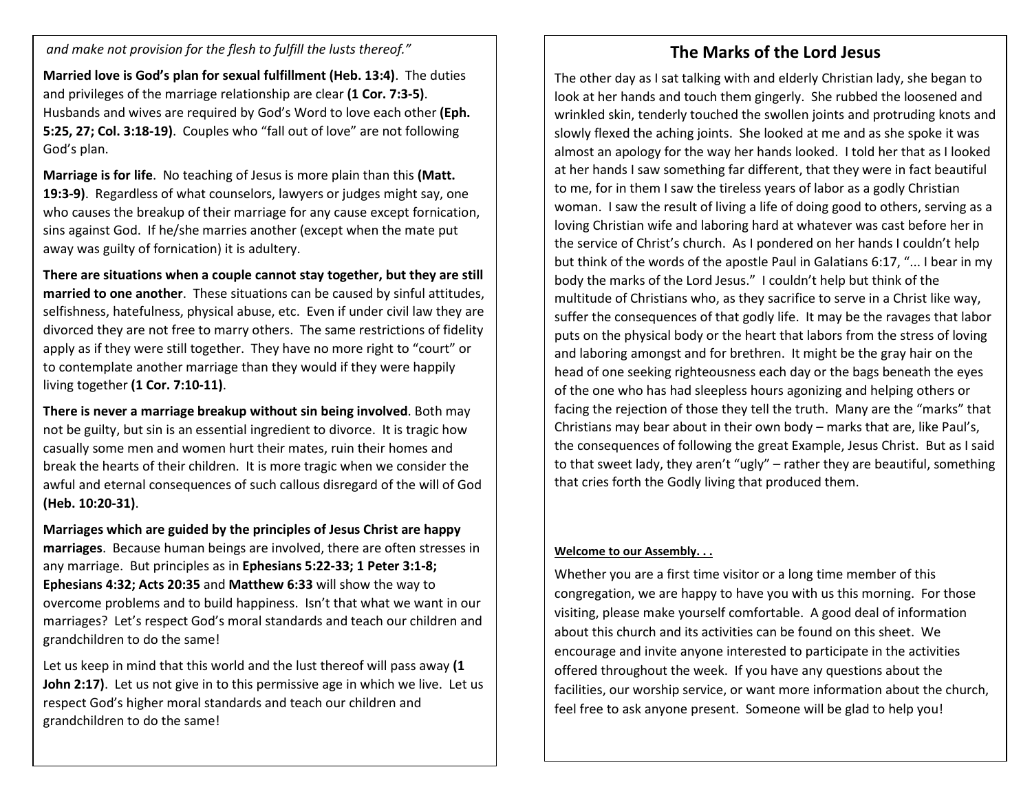*and make not provision for the flesh to fulfill the lusts thereof."*

**Married love is God's plan for sexual fulfillment (Heb. 13:4)**. The duties and privileges of the marriage relationship are clear **(1 Cor. 7:3-5)**. Husbands and wives are required by God's Word to love each other **(Eph. 5:25, 27; Col. 3:18-19)**. Couples who "fall out of love" are not following God's plan.

**Marriage is for life**. No teaching of Jesus is more plain than this **(Matt. 19:3-9)**. Regardless of what counselors, lawyers or judges might say, one who causes the breakup of their marriage for any cause except fornication, sins against God. If he/she marries another (except when the mate put away was guilty of fornication) it is adultery.

**There are situations when a couple cannot stay together, but they are still married to one another**. These situations can be caused by sinful attitudes, selfishness, hatefulness, physical abuse, etc. Even if under civil law they are divorced they are not free to marry others. The same restrictions of fidelity apply as if they were still together. They have no more right to "court" or to contemplate another marriage than they would if they were happily living together **(1 Cor. 7:10-11)**.

**There is never a marriage breakup without sin being involved**. Both may not be guilty, but sin is an essential ingredient to divorce. It is tragic how casually some men and women hurt their mates, ruin their homes and break the hearts of their children. It is more tragic when we consider the awful and eternal consequences of such callous disregard of the will of God **(Heb. 10:20-31)**.

**Marriages which are guided by the principles of Jesus Christ are happy marriages**. Because human beings are involved, there are often stresses in any marriage. But principles as in **Ephesians 5:22-33; 1 Peter 3:1-8; Ephesians 4:32; Acts 20:35** and **Matthew 6:33** will show the way to overcome problems and to build happiness. Isn't that what we want in our marriages? Let's respect God's moral standards and teach our children and grandchildren to do the same!

Let us keep in mind that this world and the lust thereof will pass away **(1 John 2:17)**. Let us not give in to this permissive age in which we live. Let us respect God's higher moral standards and teach our children and grandchildren to do the same!

## The Marks of the Lord Jesus

The other day as I sat talking with and elderly Christian lady, she began to look at her hands and touch them gingerly. She rubbed the loosened and wrinkled skin, tenderly touched the swollen joints and protruding knots and slowly flexed the aching joints. She looked at me and as she spoke it was almost an apology for the way her hands looked. I told her that as I looked at her hands I saw something far different, that they were in fact beautiful to me, for in them I saw the tireless years of labor as a godly Christian woman. I saw the result of living a life of doing good to others, serving as a loving Christian wife and laboring hard at whatever was cast before her in the service of Christ's church. As I pondered on her hands I couldn't help but think of the words of the apostle Paul in Galatians 6:17, "... I bear in my body the marks of the Lord Jesus." I couldn't help but think of the multitude of Christians who, as they sacrifice to serve in a Christ like way, suffer the consequences of that godly life. It may be the ravages that labor puts on the physical body or the heart that labors from the stress of loving and laboring amongst and for brethren. It might be the gray hair on the head of one seeking righteousness each day or the bags beneath the eyes of the one who has had sleepless hours agonizing and helping others or facing the rejection of those they tell the truth. Many are the "marks" that Christians may bear about in their own body – marks that are, like Paul's, the consequences of following the great Example, Jesus Christ. But as I said to that sweet lady, they aren't "ugly" – rather they are beautiful, something that cries forth the Godly living that produced them.

**Welcome to our Assembly. . .**

Whether you are a first time visitor or a long time member of this congregation, we are happy to have you with us this morning. For those visiting, please make yourself comfortable. A good deal of information about this church and its activities can be found on this sheet. We encourage and invite anyone interested to participate in the activities offered throughout the week. If you have any questions about the facilities, our worship service, or want more information about the church, feel free to ask anyone present. Someone will be glad to help you!